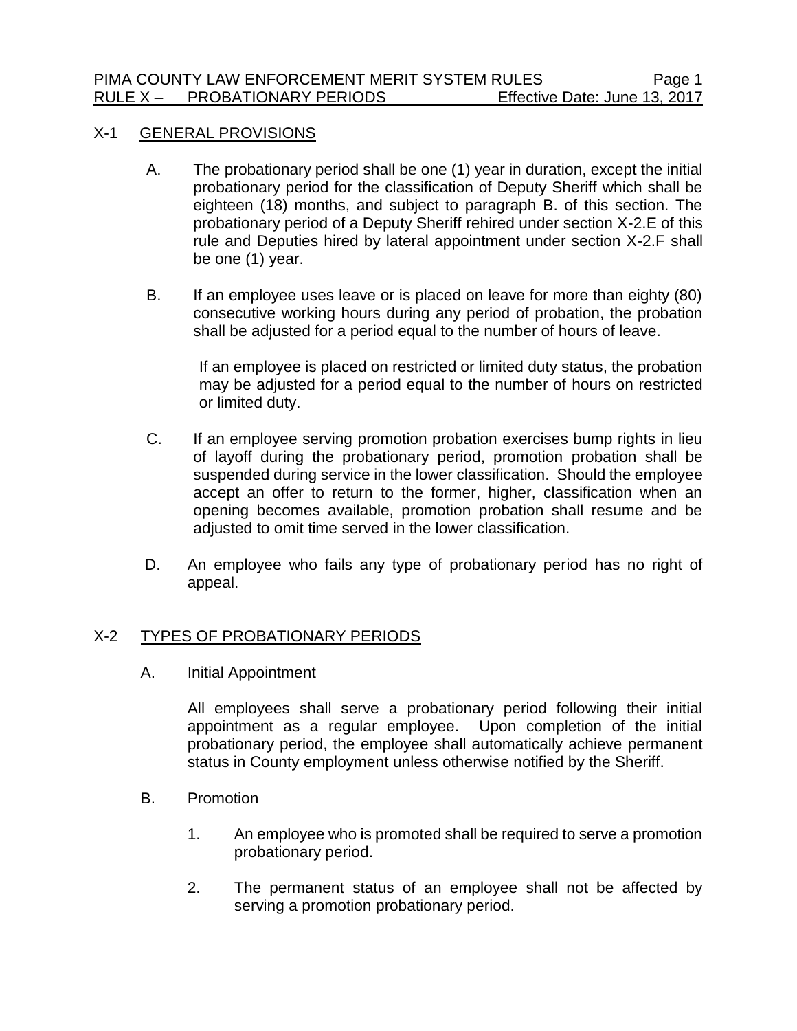## X-1 GENERAL PROVISIONS

A. The probationary period shall be one (1) year in duration, except the initial probationary period for the classification of Deputy Sheriff which shall be eighteen (18) months, and subject to paragraph B. of this section. The probationary period of a Deputy Sheriff rehired under section X-2.E of this rule and Deputies hired by lateral appointment under section X-2.F shall be one (1) year.

B. If an employee uses leave or is placed on leave for more than eighty (80) consecutive working hours during any period of probation, the probation shall be adjusted for a period equal to the number of hours of leave.

   If an employee is placed on restricted or limited duty status, the probation may be adjusted for a period equal to the number of hours on restricted or limited duty.

C. If an employee serving promotion probation exercises bump rights in lieu of layoff during the probationary period, promotion probation shall be suspended during service in the lower classification. Should the employee accept an offer to return to the former, higher, classification when an opening becomes available, promotion probation shall resume and be adjusted to omit time served in the lower classification.

D. An employee who fails any type of probationary period has no right of appeal.

## X-2 TYPES OF PROBATIONARY PERIODS

### A. Initial Appointment

All employees shall serve a probationary period following their initial appointment as a regular employee. Upon completion of the initial probationary period, the employee shall automatically achieve permanent status in County employment unless otherwise notified by the Sheriff.

### B. Promotion

1. An employee who is promoted shall be required to serve a promotion probationary period.

2. The permanent status of an employee shall not be affected by serving a promotion probationary period.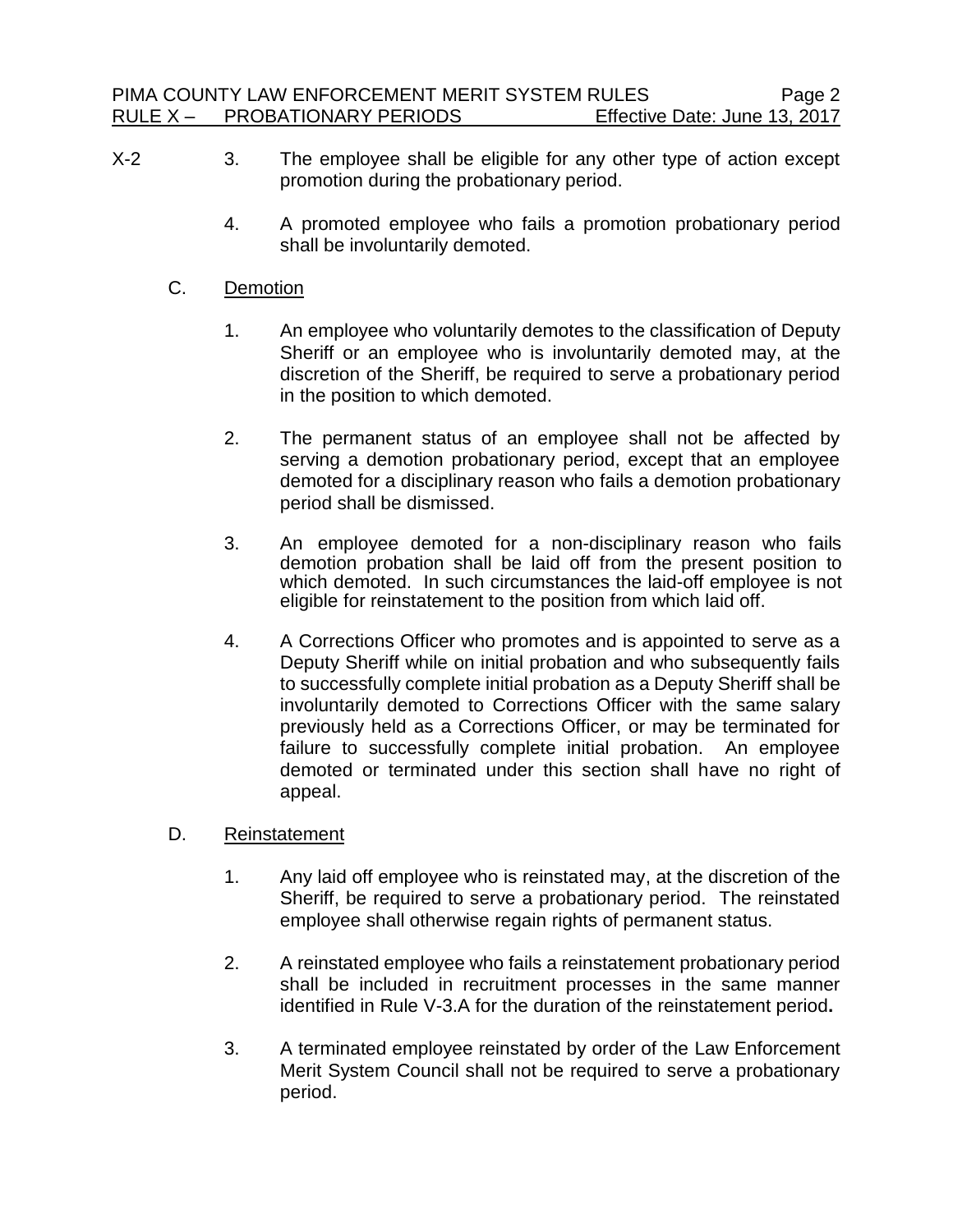X-2

3. The employee shall be eligible for any other type of action except promotion during the probationary period.

4. A promoted employee who fails a promotion probationary period shall be involuntarily demoted.

C. Demotion

1. An employee who voluntarily demotes to the classification of Deputy Sheriff or an employee who is involuntarily demoted may, at the discretion of the Sheriff, be required to serve a probationary period in the position to which demoted.

2. The permanent status of an employee shall not be affected by serving a demotion probationary period, except that an employee demoted for a disciplinary reason who fails a demotion probationary period shall be dismissed.

3. An employee demoted for a non-disciplinary reason who fails demotion probation shall be laid off from the present position to which demoted. In such circumstances the laid-off employee is not eligible for reinstatement to the position from which laid off.

4. A Corrections Officer who promotes and is appointed to serve as a Deputy Sheriff while on initial probation and who subsequently fails to successfully complete initial probation as a Deputy Sheriff shall be involuntarily demoted to Corrections Officer with the same salary previously held as a Corrections Officer, or may be terminated for failure to successfully complete initial probation. An employee demoted or terminated under this section shall have no right of appeal.

D. Reinstatement

1. Any laid off employee who is reinstated may, at the discretion of the Sheriff, be required to serve a probationary period. The reinstated employee shall otherwise regain rights of permanent status.

2. A reinstated employee who fails a reinstatement probationary period shall be included in recruitment processes in the same manner identified in Rule V-3.A for the duration of the reinstatement period**.**

3. A terminated employee reinstated by order of the Law Enforcement Merit System Council shall not be required to serve a probationary period.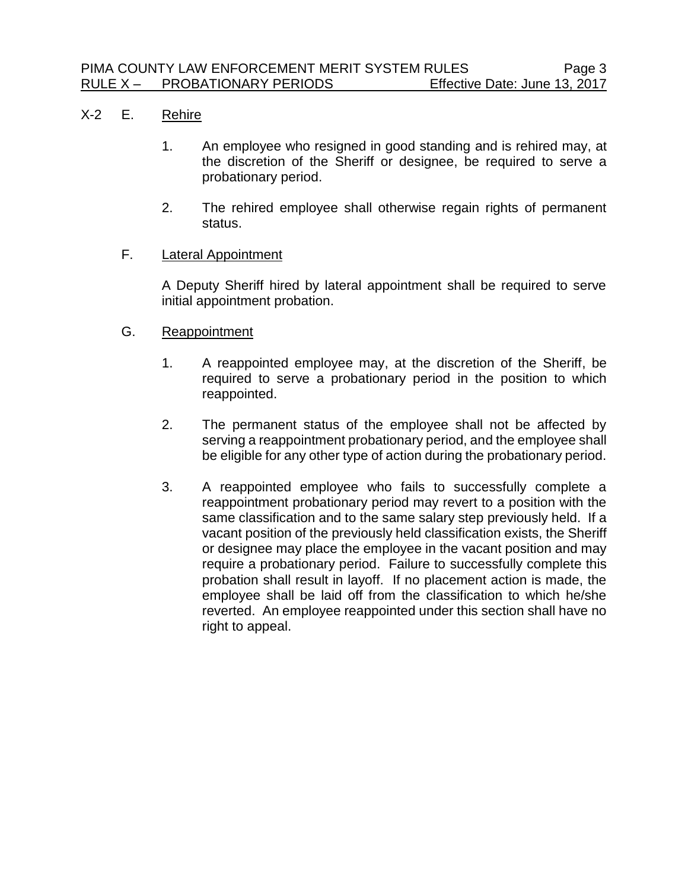X-2 E. Rehire

1. An employee who resigned in good standing and is rehired may, at the discretion of the Sheriff or designee, be required to serve a probationary period.

2. The rehired employee shall otherwise regain rights of permanent status.

F. Lateral Appointment

A Deputy Sheriff hired by lateral appointment shall be required to serve initial appointment probation.

G. Reappointment

1. A reappointed employee may, at the discretion of the Sheriff, be required to serve a probationary period in the position to which reappointed.

2. The permanent status of the employee shall not be affected by serving a reappointment probationary period, and the employee shall be eligible for any other type of action during the probationary period.

3. A reappointed employee who fails to successfully complete a reappointment probationary period may revert to a position with the same classification and to the same salary step previously held. If a vacant position of the previously held classification exists, the Sheriff or designee may place the employee in the vacant position and may require a probationary period. Failure to successfully complete this probation shall result in layoff. If no placement action is made, the employee shall be laid off from the classification to which he/she reverted. An employee reappointed under this section shall have no right to appeal.